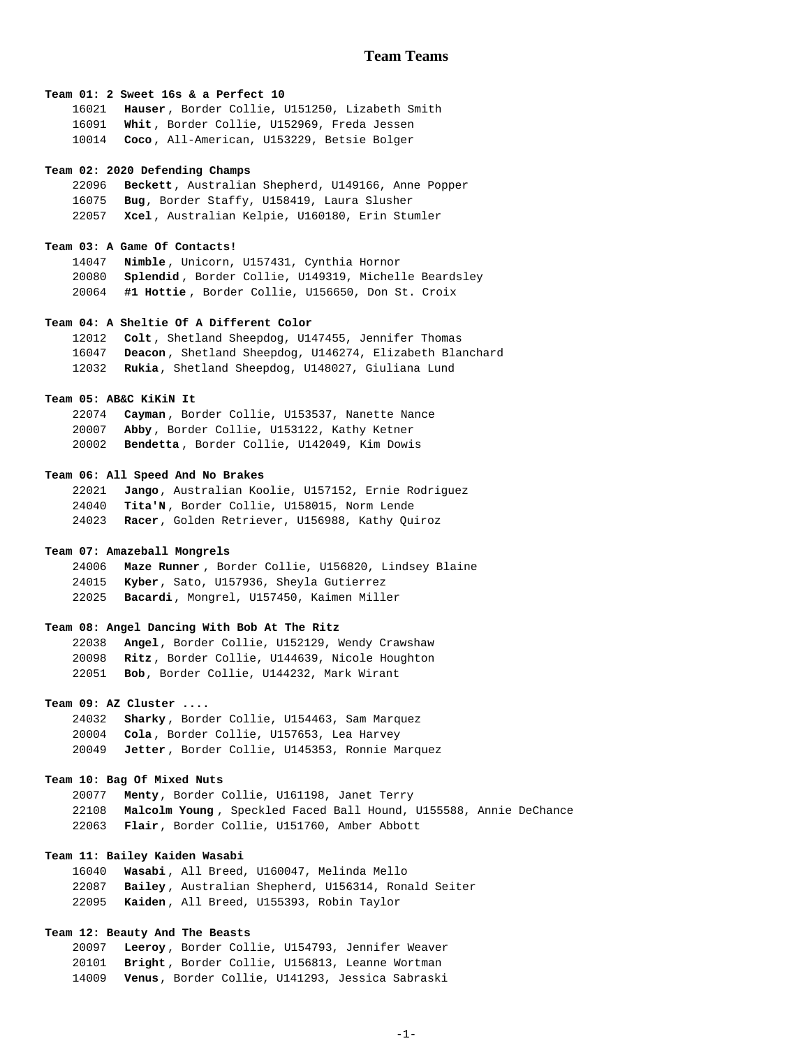# Team Teams

**Team 01: 2 Sweet 16s & a Perfect 10**

16021 **Hauser**, Border Collie, U151250, Lizabeth Smith
16091 **Whit**, Border Collie, U152969, Freda Jessen
10014 **Coco**, All-American, U153229, Betsie Bolger

**Team 02: 2020 Defending Champs**

22096 **Beckett**, Australian Shepherd, U149166, Anne Popper
16075 **Bug**, Border Staffy, U158419, Laura Slusher
22057 **Xcel**, Australian Kelpie, U160180, Erin Stumler

**Team 03: A Game Of Contacts!**

14047 **Nimble**, Unicorn, U157431, Cynthia Hornor
20080 **Splendid**, Border Collie, U149319, Michelle Beardsley
20064 **#1 Hottie**, Border Collie, U156650, Don St. Croix

**Team 04: A Sheltie Of A Different Color**

12012 **Colt**, Shetland Sheepdog, U147455, Jennifer Thomas
16047 **Deacon**, Shetland Sheepdog, U146274, Elizabeth Blanchard
12032 **Rukia**, Shetland Sheepdog, U148027, Giuliana Lund

**Team 05: AB&C KiKiN It**

22074 **Cayman**, Border Collie, U153537, Nanette Nance
20007 **Abby**, Border Collie, U153122, Kathy Ketner
20002 **Bendetta**, Border Collie, U142049, Kim Dowis

**Team 06: All Speed And No Brakes**

22021 **Jango**, Australian Koolie, U157152, Ernie Rodriguez
24040 **Tita'N**, Border Collie, U158015, Norm Lende
24023 **Racer**, Golden Retriever, U156988, Kathy Quiroz

**Team 07: Amazeball Mongrels**

24006 **Maze Runner**, Border Collie, U156820, Lindsey Blaine
24015 **Kyber**, Sato, U157936, Sheyla Gutierrez
22025 **Bacardi**, Mongrel, U157450, Kaimen Miller

**Team 08: Angel Dancing With Bob At The Ritz**

22038 **Angel**, Border Collie, U152129, Wendy Crawshaw
20098 **Ritz**, Border Collie, U144639, Nicole Houghton
22051 **Bob**, Border Collie, U144232, Mark Wirant

**Team 09: AZ Cluster ....**

24032 **Sharky**, Border Collie, U154463, Sam Marquez
20004 **Cola**, Border Collie, U157653, Lea Harvey
20049 **Jetter**, Border Collie, U145353, Ronnie Marquez

**Team 10: Bag Of Mixed Nuts**

20077 **Menty**, Border Collie, U161198, Janet Terry
22108 **Malcolm Young**, Speckled Faced Ball Hound, U155588, Annie DeChance
22063 **Flair**, Border Collie, U151760, Amber Abbott

**Team 11: Bailey Kaiden Wasabi**

16040 **Wasabi**, All Breed, U160047, Melinda Mello
22087 **Bailey**, Australian Shepherd, U156314, Ronald Seiter
22095 **Kaiden**, All Breed, U155393, Robin Taylor

**Team 12: Beauty And The Beasts**

20097 **Leeroy**, Border Collie, U154793, Jennifer Weaver
20101 **Bright**, Border Collie, U156813, Leanne Wortman
14009 **Venus**, Border Collie, U141293, Jessica Sabraski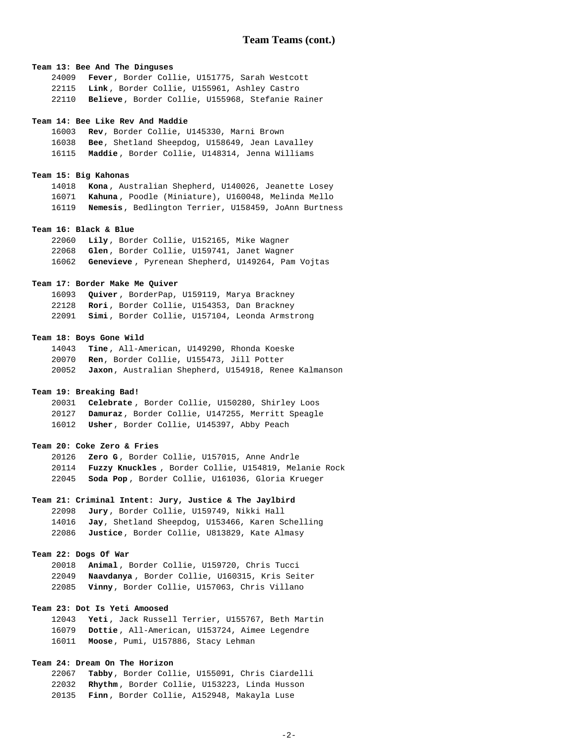## Team Teams (cont.)

**Team 13: Bee And The Dinguses**

24009 **Fever**, Border Collie, U151775, Sarah Westcott
22115 **Link**, Border Collie, U155961, Ashley Castro
22110 **Believe**, Border Collie, U155968, Stefanie Rainer

**Team 14: Bee Like Rev And Maddie**

16003 **Rev**, Border Collie, U145330, Marni Brown
16038 **Bee**, Shetland Sheepdog, U158649, Jean Lavalley
16115 **Maddie**, Border Collie, U148314, Jenna Williams

**Team 15: Big Kahonas**

14018 **Kona**, Australian Shepherd, U140026, Jeanette Losey
16071 **Kahuna**, Poodle (Miniature), U160048, Melinda Mello
16119 **Nemesis**, Bedlington Terrier, U158459, JoAnn Burtness

**Team 16: Black & Blue**

22060 **Lily**, Border Collie, U152165, Mike Wagner
22068 **Glen**, Border Collie, U159741, Janet Wagner
16062 **Genevieve**, Pyrenean Shepherd, U149264, Pam Vojtas

**Team 17: Border Make Me Quiver**

16093 **Quiver**, BorderPap, U159119, Marya Brackney
22128 **Rori**, Border Collie, U154353, Dan Brackney
22091 **Simi**, Border Collie, U157104, Leonda Armstrong

**Team 18: Boys Gone Wild**

14043 **Tine**, All-American, U149290, Rhonda Koeske
20070 **Ren**, Border Collie, U155473, Jill Potter
20052 **Jaxon**, Australian Shepherd, U154918, Renee Kalmanson

**Team 19: Breaking Bad!**

20031 **Celebrate**, Border Collie, U150280, Shirley Loos
20127 **Damuraz**, Border Collie, U147255, Merritt Speagle
16012 **Usher**, Border Collie, U145397, Abby Peach

**Team 20: Coke Zero & Fries**

20126 **Zero G**, Border Collie, U157015, Anne Andrle
20114 **Fuzzy Knuckles**, Border Collie, U154819, Melanie Rock
22045 **Soda Pop**, Border Collie, U161036, Gloria Krueger

**Team 21: Criminal Intent: Jury, Justice & The Jaylbird**

22098 **Jury**, Border Collie, U159749, Nikki Hall
14016 **Jay**, Shetland Sheepdog, U153466, Karen Schelling
22086 **Justice**, Border Collie, U813829, Kate Almasy

**Team 22: Dogs Of War**

20018 **Animal**, Border Collie, U159720, Chris Tucci
22049 **Naavdanya**, Border Collie, U160315, Kris Seiter
22085 **Vinny**, Border Collie, U157063, Chris Villano

**Team 23: Dot Is Yeti Amoosed**

12043 **Yeti**, Jack Russell Terrier, U155767, Beth Martin
16079 **Dottie**, All-American, U153724, Aimee Legendre
16011 **Moose**, Pumi, U157886, Stacy Lehman

**Team 24: Dream On The Horizon**

22067 **Tabby**, Border Collie, U155091, Chris Ciardelli
22032 **Rhythm**, Border Collie, U153223, Linda Husson
20135 **Finn**, Border Collie, A152948, Makayla Luse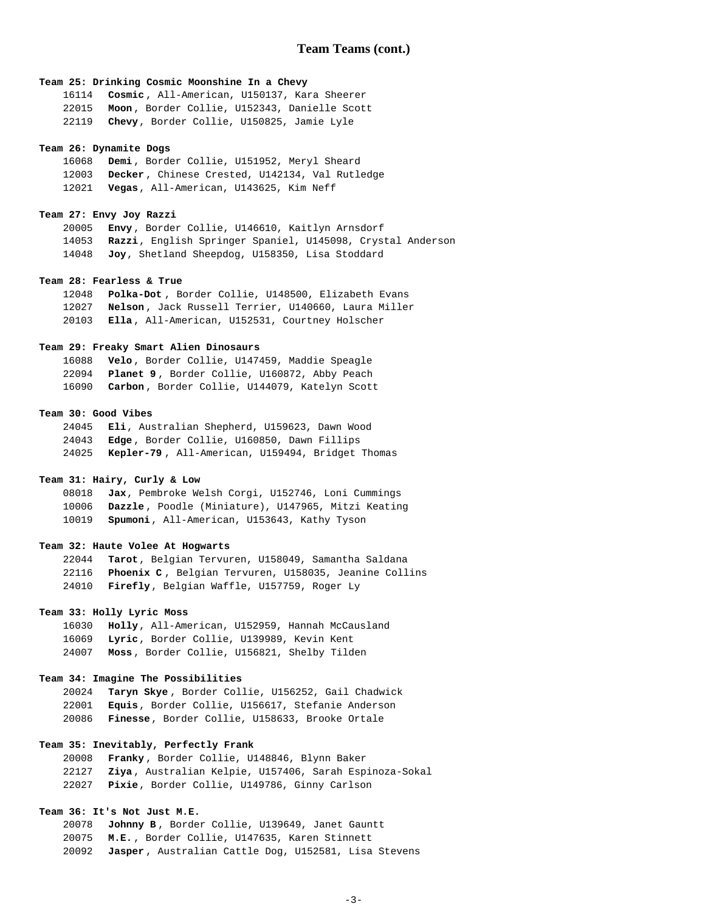## Team Teams (cont.)

**Team 25: Drinking Cosmic Moonshine In a Chevy**

16114 **Cosmic**, All-American, U150137, Kara Sheerer
22015 **Moon**, Border Collie, U152343, Danielle Scott
22119 **Chevy**, Border Collie, U150825, Jamie Lyle

**Team 26: Dynamite Dogs**

16068 **Demi**, Border Collie, U151952, Meryl Sheard
12003 **Decker**, Chinese Crested, U142134, Val Rutledge
12021 **Vegas**, All-American, U143625, Kim Neff

**Team 27: Envy Joy Razzi**

20005 **Envy**, Border Collie, U146610, Kaitlyn Arnsdorf
14053 **Razzi**, English Springer Spaniel, U145098, Crystal Anderson
14048 **Joy**, Shetland Sheepdog, U158350, Lisa Stoddard

**Team 28: Fearless & True**

12048 **Polka-Dot**, Border Collie, U148500, Elizabeth Evans
12027 **Nelson**, Jack Russell Terrier, U140660, Laura Miller
20103 **Ella**, All-American, U152531, Courtney Holscher

**Team 29: Freaky Smart Alien Dinosaurs**

16088 **Velo**, Border Collie, U147459, Maddie Speagle
22094 **Planet 9**, Border Collie, U160872, Abby Peach
16090 **Carbon**, Border Collie, U144079, Katelyn Scott

**Team 30: Good Vibes**

24045 **Eli**, Australian Shepherd, U159623, Dawn Wood
24043 **Edge**, Border Collie, U160850, Dawn Fillips
24025 **Kepler-79**, All-American, U159494, Bridget Thomas

**Team 31: Hairy, Curly & Low**

08018 **Jax**, Pembroke Welsh Corgi, U152746, Loni Cummings
10006 **Dazzle**, Poodle (Miniature), U147965, Mitzi Keating
10019 **Spumoni**, All-American, U153643, Kathy Tyson

**Team 32: Haute Volee At Hogwarts**

22044 **Tarot**, Belgian Tervuren, U158049, Samantha Saldana
22116 **Phoenix C**, Belgian Tervuren, U158035, Jeanine Collins
24010 **Firefly**, Belgian Waffle, U157759, Roger Ly

**Team 33: Holly Lyric Moss**

16030 **Holly**, All-American, U152959, Hannah McCausland
16069 **Lyric**, Border Collie, U139989, Kevin Kent
24007 **Moss**, Border Collie, U156821, Shelby Tilden

**Team 34: Imagine The Possibilities**

20024 **Taryn Skye**, Border Collie, U156252, Gail Chadwick
22001 **Equis**, Border Collie, U156617, Stefanie Anderson
20086 **Finesse**, Border Collie, U158633, Brooke Ortale

**Team 35: Inevitably, Perfectly Frank**

20008 **Franky**, Border Collie, U148846, Blynn Baker
22127 **Ziya**, Australian Kelpie, U157406, Sarah Espinoza-Sokal
22027 **Pixie**, Border Collie, U149786, Ginny Carlson

**Team 36: It's Not Just M.E.**

20078 **Johnny B**, Border Collie, U139649, Janet Gauntt
20075 **M.E.**, Border Collie, U147635, Karen Stinnett
20092 **Jasper**, Australian Cattle Dog, U152581, Lisa Stevens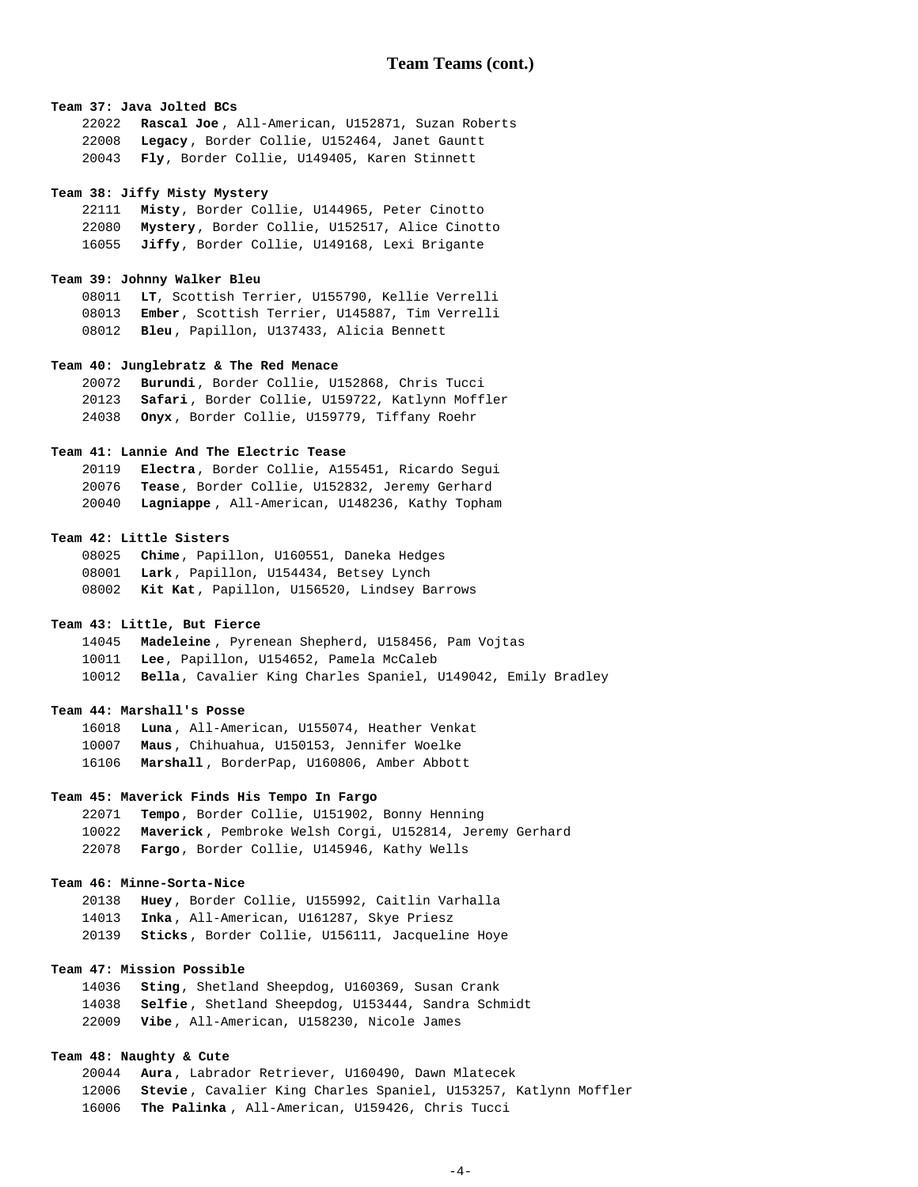## Team Teams (cont.)

**Team 37: Java Jolted BCs**

22022 **Rascal Joe**, All-American, U152871, Suzan Roberts
22008 **Legacy**, Border Collie, U152464, Janet Gauntt
20043 **Fly**, Border Collie, U149405, Karen Stinnett

**Team 38: Jiffy Misty Mystery**

22111 **Misty**, Border Collie, U144965, Peter Cinotto
22080 **Mystery**, Border Collie, U152517, Alice Cinotto
16055 **Jiffy**, Border Collie, U149168, Lexi Brigante

**Team 39: Johnny Walker Bleu**

08011 **LT**, Scottish Terrier, U155790, Kellie Verrelli
08013 **Ember**, Scottish Terrier, U145887, Tim Verrelli
08012 **Bleu**, Papillon, U137433, Alicia Bennett

**Team 40: Junglebratz & The Red Menace**

20072 **Burundi**, Border Collie, U152868, Chris Tucci
20123 **Safari**, Border Collie, U159722, Katlynn Moffler
24038 **Onyx**, Border Collie, U159779, Tiffany Roehr

**Team 41: Lannie And The Electric Tease**

20119 **Electra**, Border Collie, A155451, Ricardo Segui
20076 **Tease**, Border Collie, U152832, Jeremy Gerhard
20040 **Lagniappe**, All-American, U148236, Kathy Topham

**Team 42: Little Sisters**

08025 **Chime**, Papillon, U160551, Daneka Hedges
08001 **Lark**, Papillon, U154434, Betsey Lynch
08002 **Kit Kat**, Papillon, U156520, Lindsey Barrows

**Team 43: Little, But Fierce**

14045 **Madeleine**, Pyrenean Shepherd, U158456, Pam Vojtas
10011 **Lee**, Papillon, U154652, Pamela McCaleb
10012 **Bella**, Cavalier King Charles Spaniel, U149042, Emily Bradley

**Team 44: Marshall's Posse**

16018 **Luna**, All-American, U155074, Heather Venkat
10007 **Maus**, Chihuahua, U150153, Jennifer Woelke
16106 **Marshall**, BorderPap, U160806, Amber Abbott

**Team 45: Maverick Finds His Tempo In Fargo**

22071 **Tempo**, Border Collie, U151902, Bonny Henning
10022 **Maverick**, Pembroke Welsh Corgi, U152814, Jeremy Gerhard
22078 **Fargo**, Border Collie, U145946, Kathy Wells

**Team 46: Minne-Sorta-Nice**

20138 **Huey**, Border Collie, U155992, Caitlin Varhalla
14013 **Inka**, All-American, U161287, Skye Priesz
20139 **Sticks**, Border Collie, U156111, Jacqueline Hoye

**Team 47: Mission Possible**

14036 **Sting**, Shetland Sheepdog, U160369, Susan Crank
14038 **Selfie**, Shetland Sheepdog, U153444, Sandra Schmidt
22009 **Vibe**, All-American, U158230, Nicole James

**Team 48: Naughty & Cute**

20044 **Aura**, Labrador Retriever, U160490, Dawn Mlatecek
12006 **Stevie**, Cavalier King Charles Spaniel, U153257, Katlynn Moffler
16006 **The Palinka**, All-American, U159426, Chris Tucci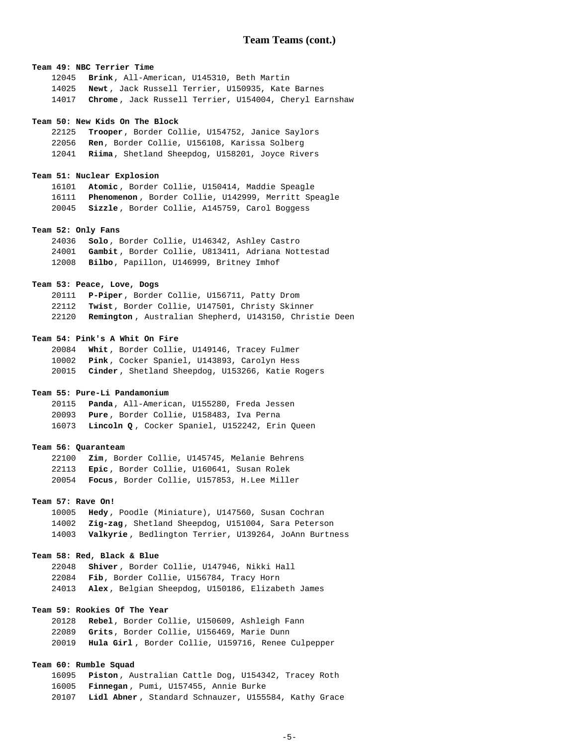## Team Teams (cont.)

**Team 49: NBC Terrier Time**

12045 **Brink**, All-American, U145310, Beth Martin
14025 **Newt**, Jack Russell Terrier, U150935, Kate Barnes
14017 **Chrome**, Jack Russell Terrier, U154004, Cheryl Earnshaw

**Team 50: New Kids On The Block**

22125 **Trooper**, Border Collie, U154752, Janice Saylors
22056 **Ren**, Border Collie, U156108, Karissa Solberg
12041 **Riima**, Shetland Sheepdog, U158201, Joyce Rivers

**Team 51: Nuclear Explosion**

16101 **Atomic**, Border Collie, U150414, Maddie Speagle
16111 **Phenomenon**, Border Collie, U142999, Merritt Speagle
20045 **Sizzle**, Border Collie, A145759, Carol Boggess

**Team 52: Only Fans**

24036 **Solo**, Border Collie, U146342, Ashley Castro
24001 **Gambit**, Border Collie, U813411, Adriana Nottestad
12008 **Bilbo**, Papillon, U146999, Britney Imhof

**Team 53: Peace, Love, Dogs**

20111 **P-Piper**, Border Collie, U156711, Patty Drom
22112 **Twist**, Border Collie, U147501, Christy Skinner
22120 **Remington**, Australian Shepherd, U143150, Christie Deen

**Team 54: Pink's A Whit On Fire**

20084 **Whit**, Border Collie, U149146, Tracey Fulmer
10002 **Pink**, Cocker Spaniel, U143893, Carolyn Hess
20015 **Cinder**, Shetland Sheepdog, U153266, Katie Rogers

**Team 55: Pure-Li Pandamonium**

20115 **Panda**, All-American, U155280, Freda Jessen
20093 **Pure**, Border Collie, U158483, Iva Perna
16073 **Lincoln Q**, Cocker Spaniel, U152242, Erin Queen

**Team 56: Quaranteam**

22100 **Zim**, Border Collie, U145745, Melanie Behrens
22113 **Epic**, Border Collie, U160641, Susan Rolek
20054 **Focus**, Border Collie, U157853, H.Lee Miller

**Team 57: Rave On!**

10005 **Hedy**, Poodle (Miniature), U147560, Susan Cochran
14002 **Zig-zag**, Shetland Sheepdog, U151004, Sara Peterson
14003 **Valkyrie**, Bedlington Terrier, U139264, JoAnn Burtness

**Team 58: Red, Black & Blue**

22048 **Shiver**, Border Collie, U147946, Nikki Hall
22084 **Fib**, Border Collie, U156784, Tracy Horn
24013 **Alex**, Belgian Sheepdog, U150186, Elizabeth James

**Team 59: Rookies Of The Year**

20128 **Rebel**, Border Collie, U150609, Ashleigh Fann
22089 **Grits**, Border Collie, U156469, Marie Dunn
20019 **Hula Girl**, Border Collie, U159716, Renee Culpepper

**Team 60: Rumble Squad**

16095 **Piston**, Australian Cattle Dog, U154342, Tracey Roth
16005 **Finnegan**, Pumi, U157455, Annie Burke
20107 **Lidl Abner**, Standard Schnauzer, U155584, Kathy Grace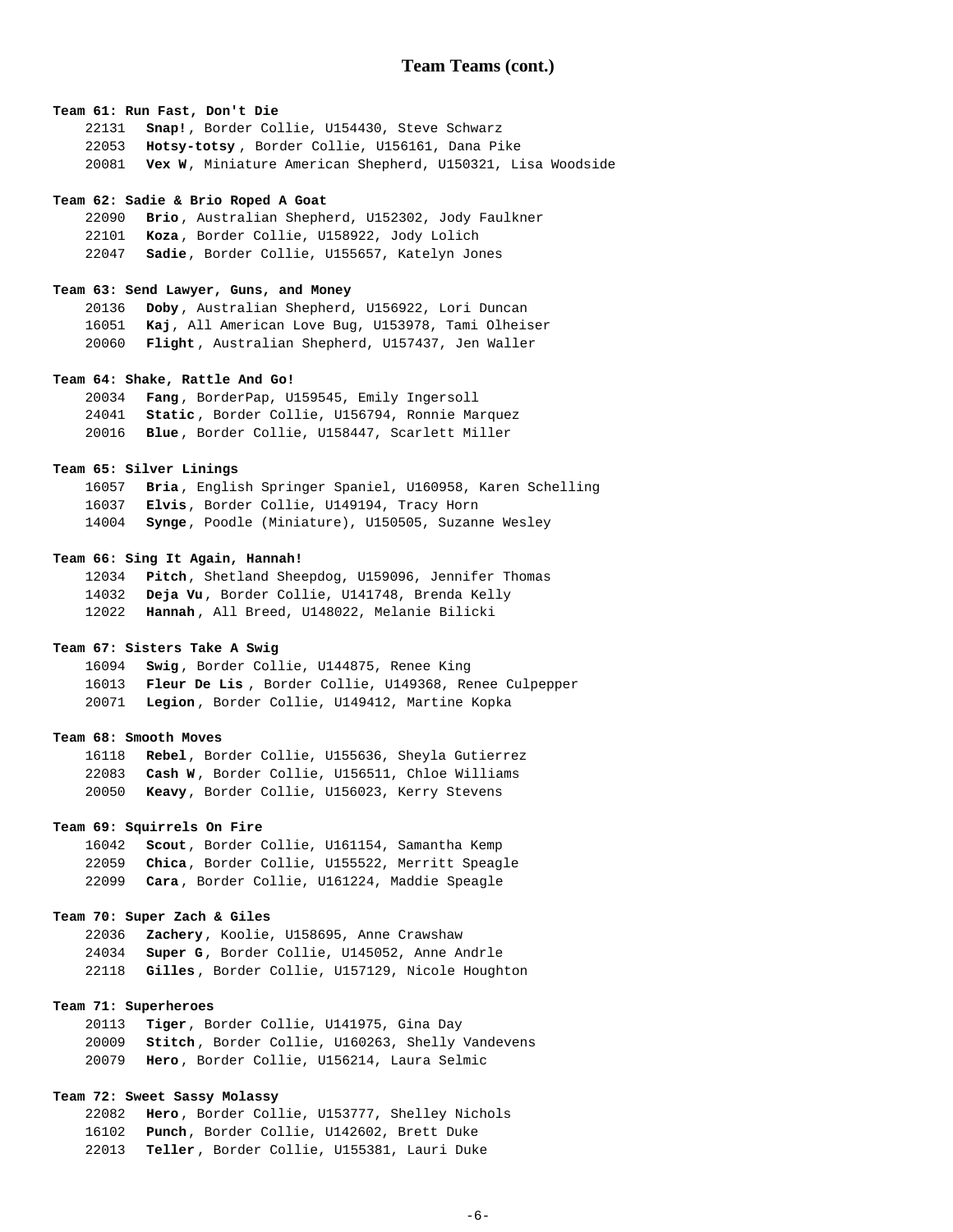## Team Teams (cont.)

**Team 61: Run Fast, Don't Die**

- 22131 **Snap!**, Border Collie, U154430, Steve Schwarz
- 22053 **Hotsy-totsy**, Border Collie, U156161, Dana Pike
- 20081 **Vex W**, Miniature American Shepherd, U150321, Lisa Woodside

**Team 62: Sadie & Brio Roped A Goat**

- 22090 **Brio**, Australian Shepherd, U152302, Jody Faulkner
- 22101 **Koza**, Border Collie, U158922, Jody Lolich
- 22047 **Sadie**, Border Collie, U155657, Katelyn Jones

**Team 63: Send Lawyer, Guns, and Money**

- 20136 **Doby**, Australian Shepherd, U156922, Lori Duncan
- 16051 **Kaj**, All American Love Bug, U153978, Tami Olheiser
- 20060 **Flight**, Australian Shepherd, U157437, Jen Waller

**Team 64: Shake, Rattle And Go!**

- 20034 **Fang**, BorderPap, U159545, Emily Ingersoll
- 24041 **Static**, Border Collie, U156794, Ronnie Marquez
- 20016 **Blue**, Border Collie, U158447, Scarlett Miller

**Team 65: Silver Linings**

- 16057 **Bria**, English Springer Spaniel, U160958, Karen Schelling
- 16037 **Elvis**, Border Collie, U149194, Tracy Horn
- 14004 **Synge**, Poodle (Miniature), U150505, Suzanne Wesley

**Team 66: Sing It Again, Hannah!**

- 12034 **Pitch**, Shetland Sheepdog, U159096, Jennifer Thomas
- 14032 **Deja Vu**, Border Collie, U141748, Brenda Kelly
- 12022 **Hannah**, All Breed, U148022, Melanie Bilicki

**Team 67: Sisters Take A Swig**

- 16094 **Swig**, Border Collie, U144875, Renee King
- 16013 **Fleur De Lis**, Border Collie, U149368, Renee Culpepper
- 20071 **Legion**, Border Collie, U149412, Martine Kopka

**Team 68: Smooth Moves**

- 16118 **Rebel**, Border Collie, U155636, Sheyla Gutierrez
- 22083 **Cash W**, Border Collie, U156511, Chloe Williams
- 20050 **Keavy**, Border Collie, U156023, Kerry Stevens

**Team 69: Squirrels On Fire**

- 16042 **Scout**, Border Collie, U161154, Samantha Kemp
- 22059 **Chica**, Border Collie, U155522, Merritt Speagle
- 22099 **Cara**, Border Collie, U161224, Maddie Speagle

**Team 70: Super Zach & Giles**

- 22036 **Zachery**, Koolie, U158695, Anne Crawshaw
- 24034 **Super G**, Border Collie, U145052, Anne Andrle
- 22118 **Gilles**, Border Collie, U157129, Nicole Houghton

**Team 71: Superheroes**

- 20113 **Tiger**, Border Collie, U141975, Gina Day
- 20009 **Stitch**, Border Collie, U160263, Shelly Vandevens
- 20079 **Hero**, Border Collie, U156214, Laura Selmic

**Team 72: Sweet Sassy Molassy**

- 22082 **Hero**, Border Collie, U153777, Shelley Nichols
- 16102 **Punch**, Border Collie, U142602, Brett Duke
- 22013 **Teller**, Border Collie, U155381, Lauri Duke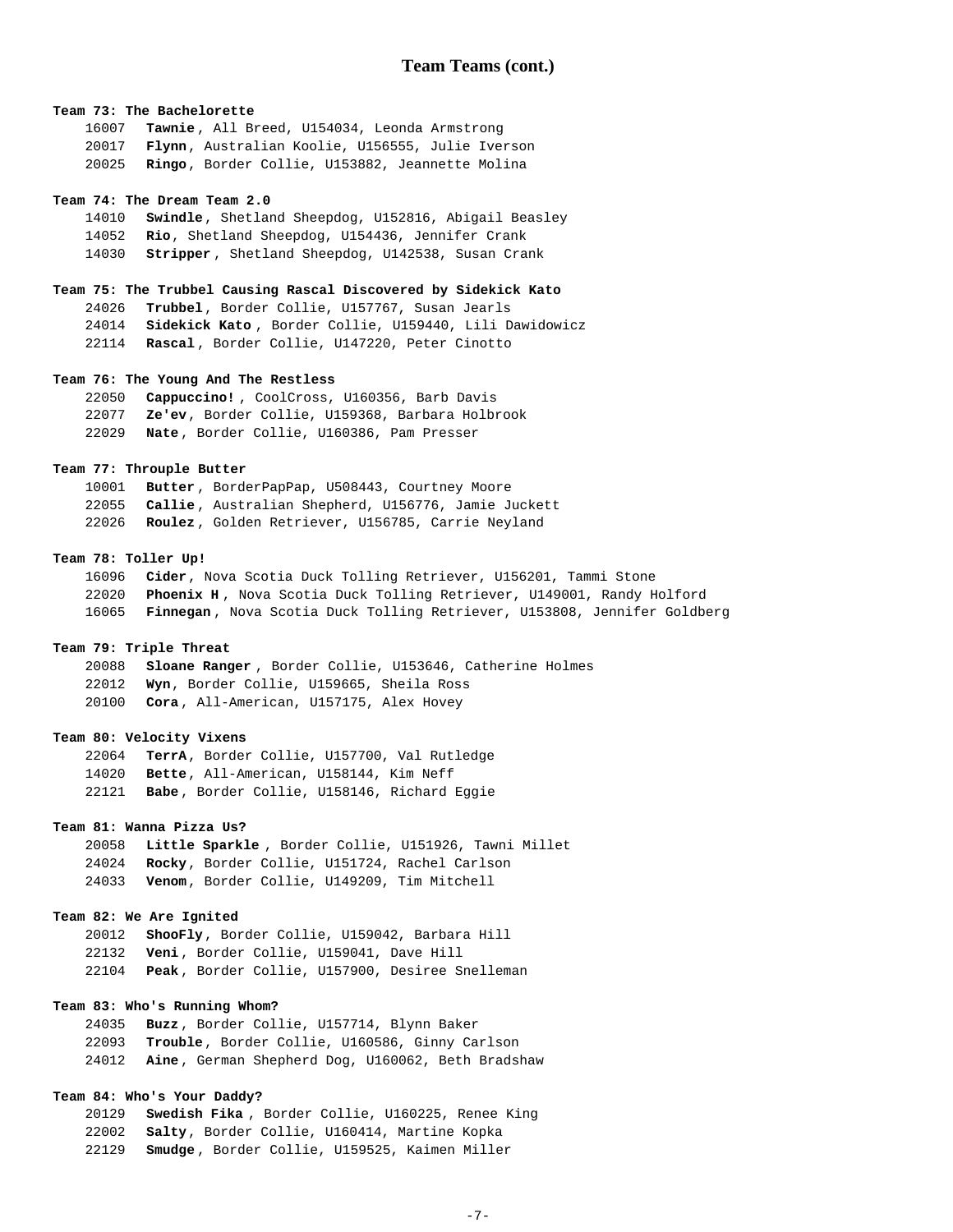## Team Teams (cont.)

**Team 73: The Bachelorette**

- 16007 **Tawnie**, All Breed, U154034, Leonda Armstrong
- 20017 **Flynn**, Australian Koolie, U156555, Julie Iverson
- 20025 **Ringo**, Border Collie, U153882, Jeannette Molina

**Team 74: The Dream Team 2.0**

- 14010 **Swindle**, Shetland Sheepdog, U152816, Abigail Beasley
- 14052 **Rio**, Shetland Sheepdog, U154436, Jennifer Crank
- 14030 **Stripper**, Shetland Sheepdog, U142538, Susan Crank

**Team 75: The Trubbel Causing Rascal Discovered by Sidekick Kato**

- 24026 **Trubbel**, Border Collie, U157767, Susan Jearls
- 24014 **Sidekick Kato**, Border Collie, U159440, Lili Dawidowicz
- 22114 **Rascal**, Border Collie, U147220, Peter Cinotto

**Team 76: The Young And The Restless**

- 22050 **Cappuccino!**, CoolCross, U160356, Barb Davis
- 22077 **Ze'ev**, Border Collie, U159368, Barbara Holbrook
- 22029 **Nate**, Border Collie, U160386, Pam Presser

**Team 77: Throuple Butter**

- 10001 **Butter**, BorderPapPap, U508443, Courtney Moore
- 22055 **Callie**, Australian Shepherd, U156776, Jamie Juckett
- 22026 **Roulez**, Golden Retriever, U156785, Carrie Neyland

**Team 78: Toller Up!**

- 16096 **Cider**, Nova Scotia Duck Tolling Retriever, U156201, Tammi Stone
- 22020 **Phoenix H**, Nova Scotia Duck Tolling Retriever, U149001, Randy Holford
- 16065 **Finnegan**, Nova Scotia Duck Tolling Retriever, U153808, Jennifer Goldberg

**Team 79: Triple Threat**

- 20088 **Sloane Ranger**, Border Collie, U153646, Catherine Holmes
- 22012 **Wyn**, Border Collie, U159665, Sheila Ross
- 20100 **Cora**, All-American, U157175, Alex Hovey

**Team 80: Velocity Vixens**

- 22064 **TerrA**, Border Collie, U157700, Val Rutledge
- 14020 **Bette**, All-American, U158144, Kim Neff
- 22121 **Babe**, Border Collie, U158146, Richard Eggie

**Team 81: Wanna Pizza Us?**

- 20058 **Little Sparkle**, Border Collie, U151926, Tawni Millet
- 24024 **Rocky**, Border Collie, U151724, Rachel Carlson
- 24033 **Venom**, Border Collie, U149209, Tim Mitchell

**Team 82: We Are Ignited**

- 20012 **ShooFly**, Border Collie, U159042, Barbara Hill
- 22132 **Veni**, Border Collie, U159041, Dave Hill
- 22104 **Peak**, Border Collie, U157900, Desiree Snelleman

**Team 83: Who's Running Whom?**

- 24035 **Buzz**, Border Collie, U157714, Blynn Baker
- 22093 **Trouble**, Border Collie, U160586, Ginny Carlson
- 24012 **Aine**, German Shepherd Dog, U160062, Beth Bradshaw

**Team 84: Who's Your Daddy?**

- 20129 **Swedish Fika**, Border Collie, U160225, Renee King
- 22002 **Salty**, Border Collie, U160414, Martine Kopka
- 22129 **Smudge**, Border Collie, U159525, Kaimen Miller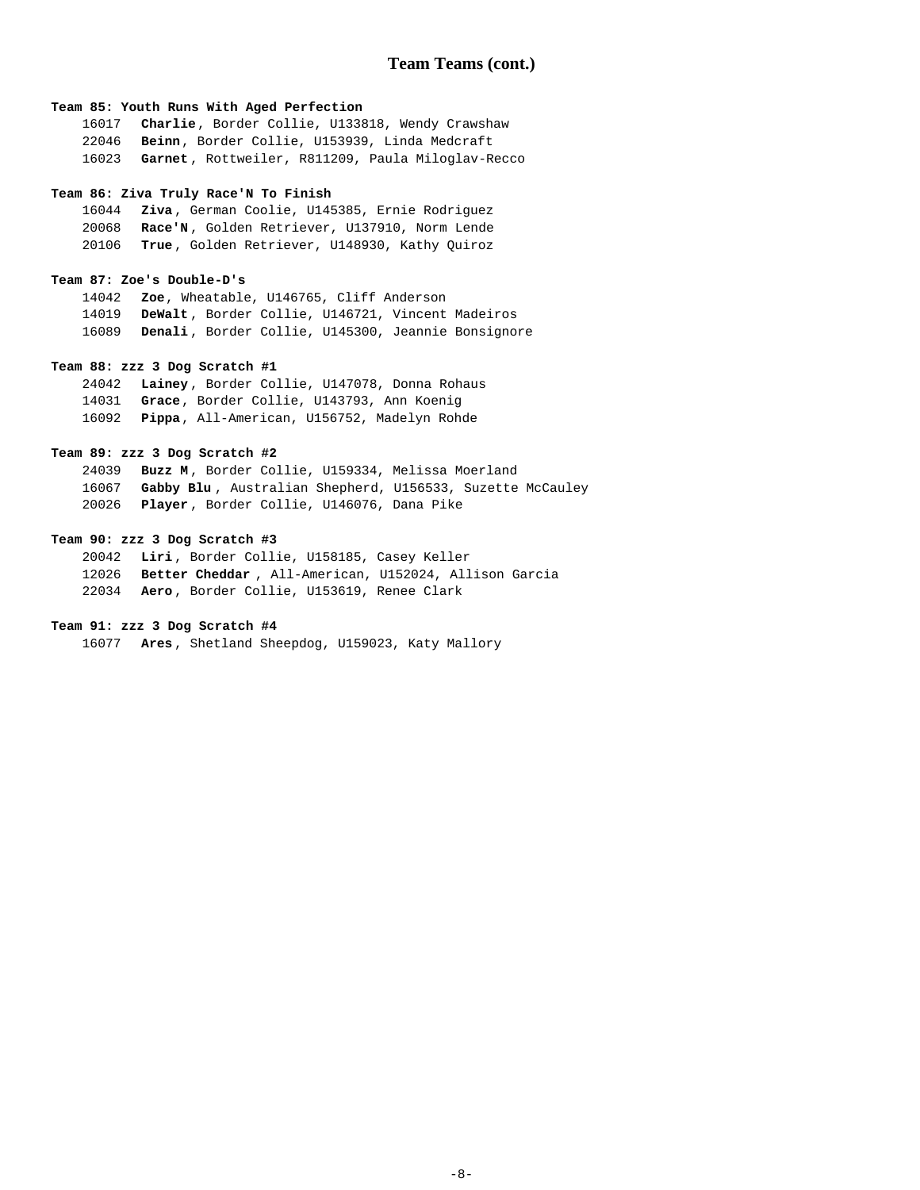## Team Teams (cont.)

**Team 85: Youth Runs With Aged Perfection**

16017 **Charlie**, Border Collie, U133818, Wendy Crawshaw
22046 **Beinn**, Border Collie, U153939, Linda Medcraft
16023 **Garnet**, Rottweiler, R811209, Paula Miloglav-Recco

**Team 86: Ziva Truly Race'N To Finish**

16044 **Ziva**, German Coolie, U145385, Ernie Rodriguez
20068 **Race'N**, Golden Retriever, U137910, Norm Lende
20106 **True**, Golden Retriever, U148930, Kathy Quiroz

**Team 87: Zoe's Double-D's**

14042 **Zoe**, Wheatable, U146765, Cliff Anderson
14019 **DeWalt**, Border Collie, U146721, Vincent Madeiros
16089 **Denali**, Border Collie, U145300, Jeannie Bonsignore

**Team 88: zzz 3 Dog Scratch #1**

24042 **Lainey**, Border Collie, U147078, Donna Rohaus
14031 **Grace**, Border Collie, U143793, Ann Koenig
16092 **Pippa**, All-American, U156752, Madelyn Rohde

**Team 89: zzz 3 Dog Scratch #2**

24039 **Buzz M**, Border Collie, U159334, Melissa Moerland
16067 **Gabby Blu**, Australian Shepherd, U156533, Suzette McCauley
20026 **Player**, Border Collie, U146076, Dana Pike

**Team 90: zzz 3 Dog Scratch #3**

20042 **Liri**, Border Collie, U158185, Casey Keller
12026 **Better Cheddar**, All-American, U152024, Allison Garcia
22034 **Aero**, Border Collie, U153619, Renee Clark

**Team 91: zzz 3 Dog Scratch #4**

16077 **Ares**, Shetland Sheepdog, U159023, Katy Mallory